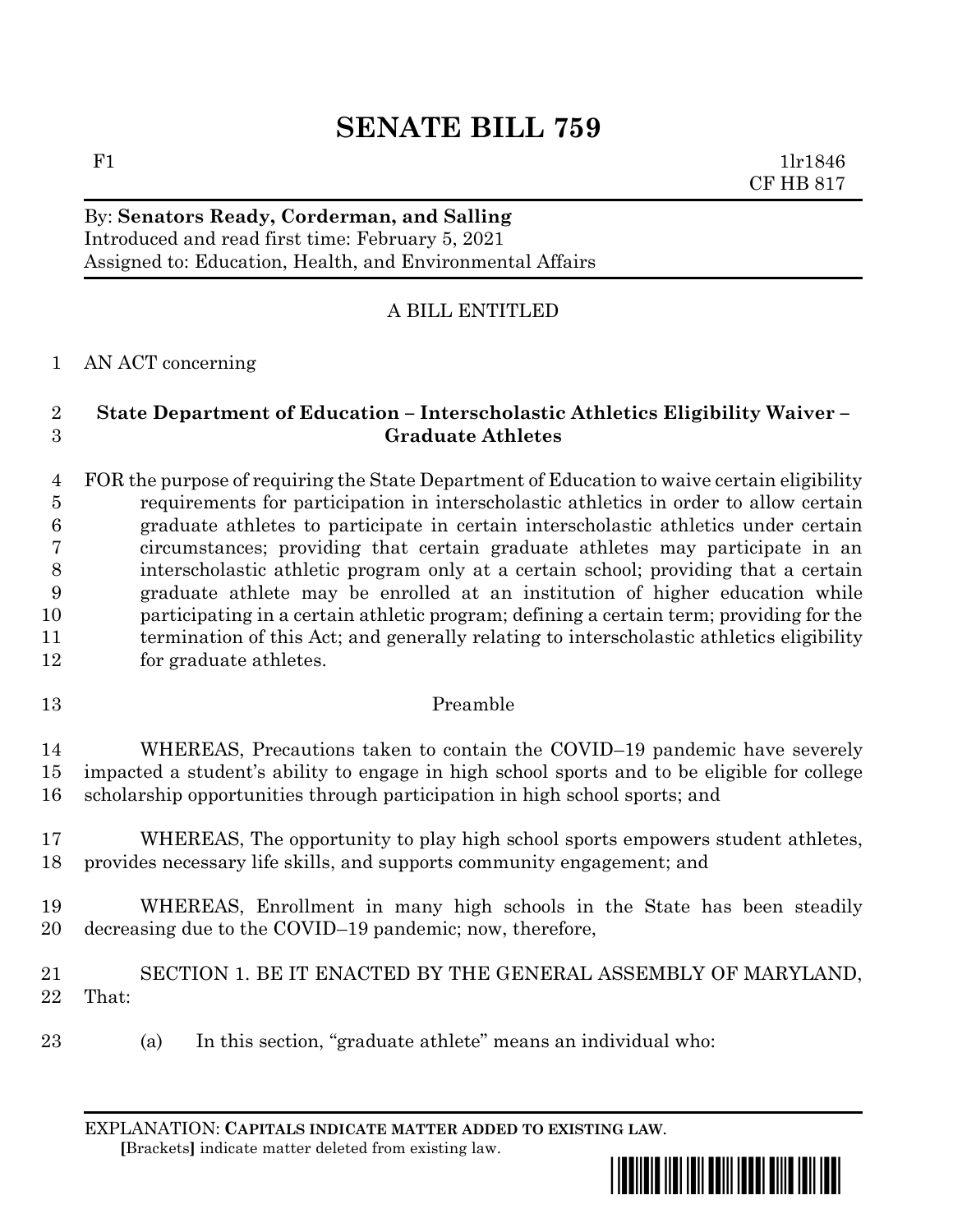# SENATE BILL 759

F1 1lr1846
CF HB 817

By: **Senators Ready, Corderman, and Salling**
Introduced and read first time: February 5, 2021
Assigned to: Education, Health, and Environmental Affairs

A BILL ENTITLED

AN ACT concerning

**State Department of Education – Interscholastic Athletics Eligibility Waiver – Graduate Athletes**

FOR the purpose of requiring the State Department of Education to waive certain eligibility requirements for participation in interscholastic athletics in order to allow certain graduate athletes to participate in certain interscholastic athletics under certain circumstances; providing that certain graduate athletes may participate in an interscholastic athletic program only at a certain school; providing that a certain graduate athlete may be enrolled at an institution of higher education while participating in a certain athletic program; defining a certain term; providing for the termination of this Act; and generally relating to interscholastic athletics eligibility for graduate athletes.

Preamble

WHEREAS, Precautions taken to contain the COVID–19 pandemic have severely impacted a student's ability to engage in high school sports and to be eligible for college scholarship opportunities through participation in high school sports; and

WHEREAS, The opportunity to play high school sports empowers student athletes, provides necessary life skills, and supports community engagement; and

WHEREAS, Enrollment in many high schools in the State has been steadily decreasing due to the COVID–19 pandemic; now, therefore,

SECTION 1. BE IT ENACTED BY THE GENERAL ASSEMBLY OF MARYLAND, That:

(a) In this section, "graduate athlete" means an individual who:

EXPLANATION: **CAPITALS INDICATE MATTER ADDED TO EXISTING LAW**.
**[**Brackets**]** indicate matter deleted from existing law.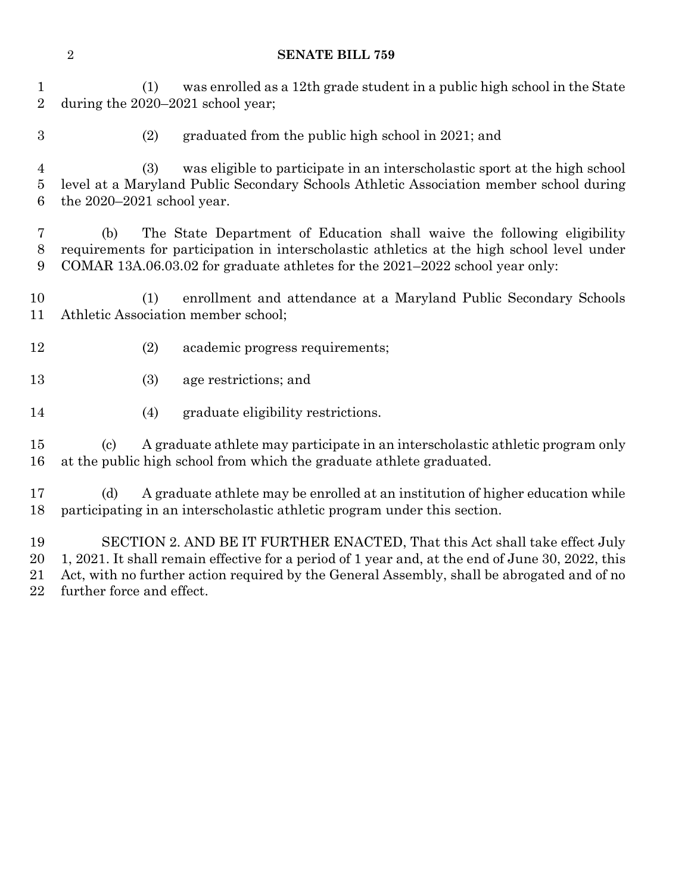(1) was enrolled as a 12th grade student in a public high school in the State during the 2020–2021 school year;

(2) graduated from the public high school in 2021; and

(3) was eligible to participate in an interscholastic sport at the high school level at a Maryland Public Secondary Schools Athletic Association member school during the 2020–2021 school year.

(b) The State Department of Education shall waive the following eligibility requirements for participation in interscholastic athletics at the high school level under COMAR 13A.06.03.02 for graduate athletes for the 2021–2022 school year only:

(1) enrollment and attendance at a Maryland Public Secondary Schools Athletic Association member school;

(2) academic progress requirements;

(3) age restrictions; and

(4) graduate eligibility restrictions.

(c) A graduate athlete may participate in an interscholastic athletic program only at the public high school from which the graduate athlete graduated.

(d) A graduate athlete may be enrolled at an institution of higher education while participating in an interscholastic athletic program under this section.

SECTION 2. AND BE IT FURTHER ENACTED, That this Act shall take effect July 1, 2021. It shall remain effective for a period of 1 year and, at the end of June 30, 2022, this Act, with no further action required by the General Assembly, shall be abrogated and of no further force and effect.